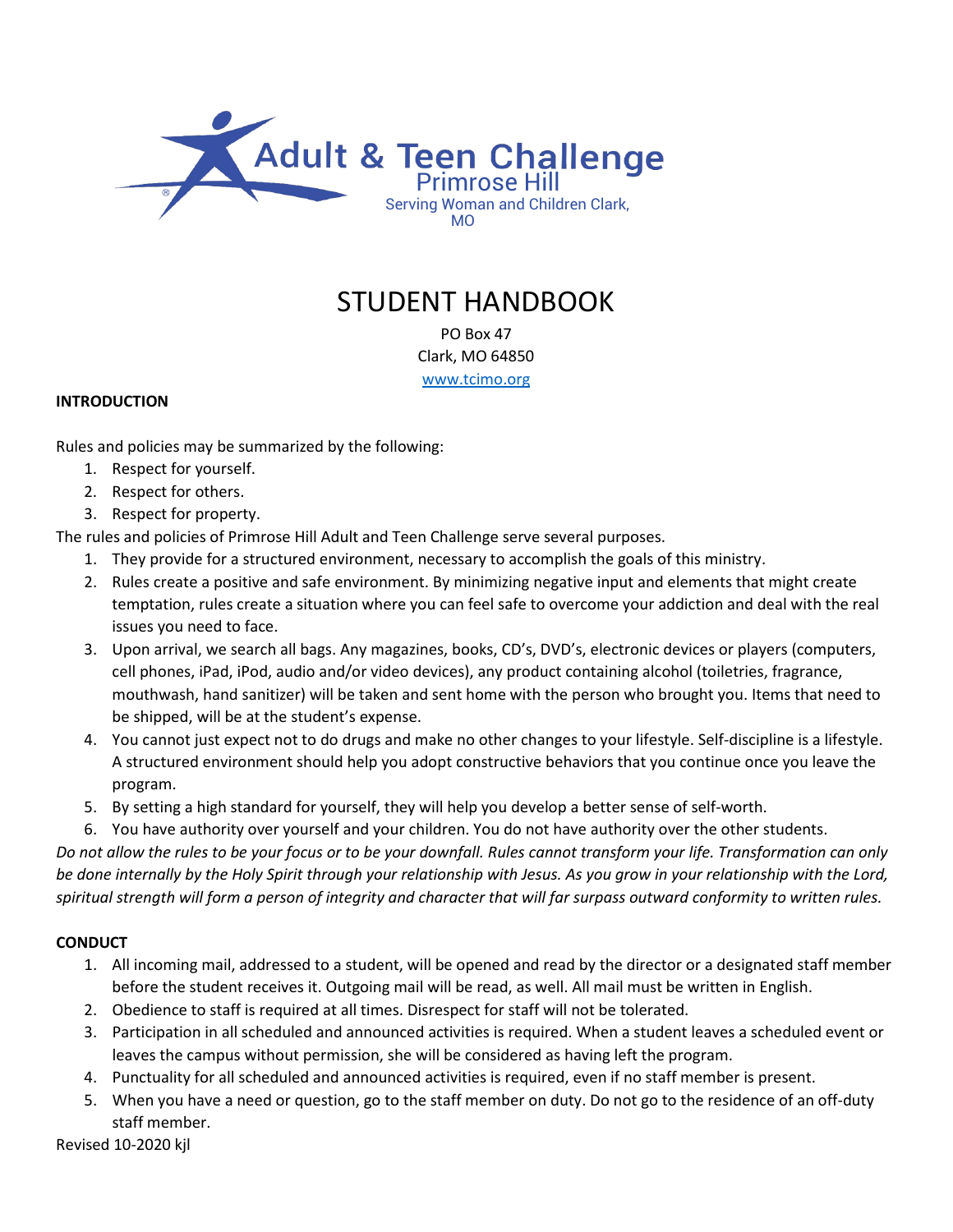Adult & Teen Challenge
Primrose Hill
Serving Woman and Children Clark, MO

# STUDENT HANDBOOK

PO Box 47
Clark, MO 64850
www.tcimo.org

**INTRODUCTION**

Rules and policies may be summarized by the following:

1. Respect for yourself.
2. Respect for others.
3. Respect for property.

The rules and policies of Primrose Hill Adult and Teen Challenge serve several purposes.

1. They provide for a structured environment, necessary to accomplish the goals of this ministry.
2. Rules create a positive and safe environment. By minimizing negative input and elements that might create temptation, rules create a situation where you can feel safe to overcome your addiction and deal with the real issues you need to face.
3. Upon arrival, we search all bags. Any magazines, books, CD's, DVD's, electronic devices or players (computers, cell phones, iPad, iPod, audio and/or video devices), any product containing alcohol (toiletries, fragrance, mouthwash, hand sanitizer) will be taken and sent home with the person who brought you. Items that need to be shipped, will be at the student's expense.
4. You cannot just expect not to do drugs and make no other changes to your lifestyle. Self-discipline is a lifestyle. A structured environment should help you adopt constructive behaviors that you continue once you leave the program.
5. By setting a high standard for yourself, they will help you develop a better sense of self-worth.
6. You have authority over yourself and your children. You do not have authority over the other students.

*Do not allow the rules to be your focus or to be your downfall. Rules cannot transform your life. Transformation can only be done internally by the Holy Spirit through your relationship with Jesus. As you grow in your relationship with the Lord, spiritual strength will form a person of integrity and character that will far surpass outward conformity to written rules.*

**CONDUCT**

1. All incoming mail, addressed to a student, will be opened and read by the director or a designated staff member before the student receives it. Outgoing mail will be read, as well. All mail must be written in English.
2. Obedience to staff is required at all times. Disrespect for staff will not be tolerated.
3. Participation in all scheduled and announced activities is required. When a student leaves a scheduled event or leaves the campus without permission, she will be considered as having left the program.
4. Punctuality for all scheduled and announced activities is required, even if no staff member is present.
5. When you have a need or question, go to the staff member on duty. Do not go to the residence of an off-duty staff member.

Revised 10-2020 kjl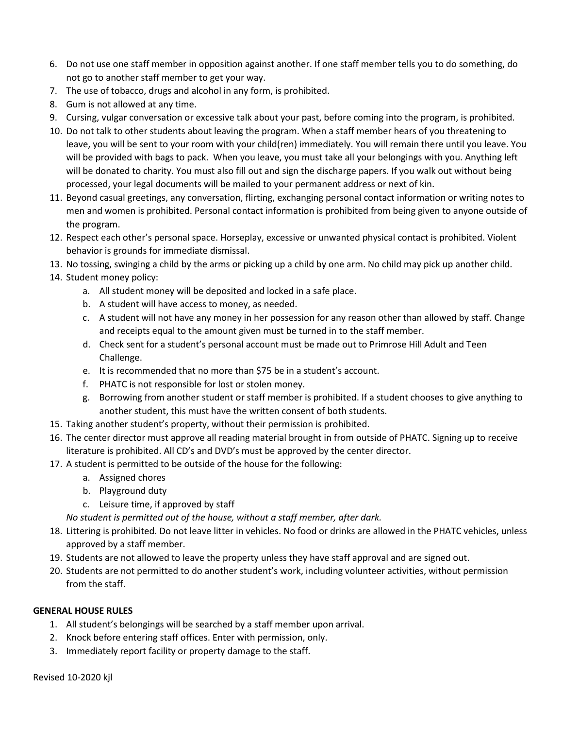6. Do not use one staff member in opposition against another. If one staff member tells you to do something, do not go to another staff member to get your way.
7. The use of tobacco, drugs and alcohol in any form, is prohibited.
8. Gum is not allowed at any time.
9. Cursing, vulgar conversation or excessive talk about your past, before coming into the program, is prohibited.
10. Do not talk to other students about leaving the program. When a staff member hears of you threatening to leave, you will be sent to your room with your child(ren) immediately. You will remain there until you leave. You will be provided with bags to pack. When you leave, you must take all your belongings with you. Anything left will be donated to charity. You must also fill out and sign the discharge papers. If you walk out without being processed, your legal documents will be mailed to your permanent address or next of kin.
11. Beyond casual greetings, any conversation, flirting, exchanging personal contact information or writing notes to men and women is prohibited. Personal contact information is prohibited from being given to anyone outside of the program.
12. Respect each other's personal space. Horseplay, excessive or unwanted physical contact is prohibited. Violent behavior is grounds for immediate dismissal.
13. No tossing, swinging a child by the arms or picking up a child by one arm. No child may pick up another child.
14. Student money policy:
    a. All student money will be deposited and locked in a safe place.
    b. A student will have access to money, as needed.
    c. A student will not have any money in her possession for any reason other than allowed by staff. Change and receipts equal to the amount given must be turned in to the staff member.
    d. Check sent for a student's personal account must be made out to Primrose Hill Adult and Teen Challenge.
    e. It is recommended that no more than $75 be in a student's account.
    f. PHATC is not responsible for lost or stolen money.
    g. Borrowing from another student or staff member is prohibited. If a student chooses to give anything to another student, this must have the written consent of both students.
15. Taking another student's property, without their permission is prohibited.
16. The center director must approve all reading material brought in from outside of PHATC. Signing up to receive literature is prohibited. All CD's and DVD's must be approved by the center director.
17. A student is permitted to be outside of the house for the following:
    a. Assigned chores
    b. Playground duty
    c. Leisure time, if approved by staff

    *No student is permitted out of the house, without a staff member, after dark.*
18. Littering is prohibited. Do not leave litter in vehicles. No food or drinks are allowed in the PHATC vehicles, unless approved by a staff member.
19. Students are not allowed to leave the property unless they have staff approval and are signed out.
20. Students are not permitted to do another student's work, including volunteer activities, without permission from the staff.

**GENERAL HOUSE RULES**

1. All student's belongings will be searched by a staff member upon arrival.
2. Knock before entering staff offices. Enter with permission, only.
3. Immediately report facility or property damage to the staff.

Revised 10-2020 kjl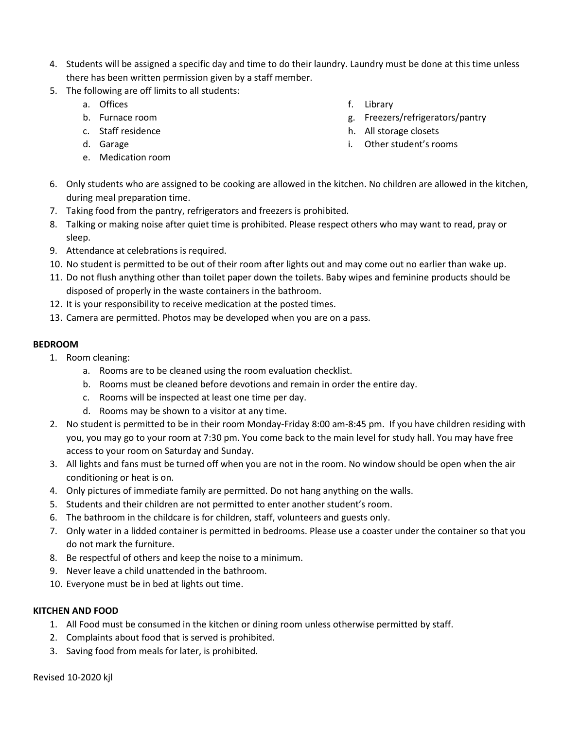4. Students will be assigned a specific day and time to do their laundry. Laundry must be done at this time unless there has been written permission given by a staff member.
5. The following are off limits to all students:
    a. Offices
    b. Furnace room
    c. Staff residence
    d. Garage
    e. Medication room
    f. Library
    g. Freezers/refrigerators/pantry
    h. All storage closets
    i. Other student's rooms
6. Only students who are assigned to be cooking are allowed in the kitchen. No children are allowed in the kitchen, during meal preparation time.
7. Taking food from the pantry, refrigerators and freezers is prohibited.
8. Talking or making noise after quiet time is prohibited. Please respect others who may want to read, pray or sleep.
9. Attendance at celebrations is required.
10. No student is permitted to be out of their room after lights out and may come out no earlier than wake up.
11. Do not flush anything other than toilet paper down the toilets. Baby wipes and feminine products should be disposed of properly in the waste containers in the bathroom.
12. It is your responsibility to receive medication at the posted times.
13. Camera are permitted. Photos may be developed when you are on a pass.

**BEDROOM**

1. Room cleaning:
    a. Rooms are to be cleaned using the room evaluation checklist.
    b. Rooms must be cleaned before devotions and remain in order the entire day.
    c. Rooms will be inspected at least one time per day.
    d. Rooms may be shown to a visitor at any time.
2. No student is permitted to be in their room Monday-Friday 8:00 am-8:45 pm. If you have children residing with you, you may go to your room at 7:30 pm. You come back to the main level for study hall. You may have free access to your room on Saturday and Sunday.
3. All lights and fans must be turned off when you are not in the room. No window should be open when the air conditioning or heat is on.
4. Only pictures of immediate family are permitted. Do not hang anything on the walls.
5. Students and their children are not permitted to enter another student's room.
6. The bathroom in the childcare is for children, staff, volunteers and guests only.
7. Only water in a lidded container is permitted in bedrooms. Please use a coaster under the container so that you do not mark the furniture.
8. Be respectful of others and keep the noise to a minimum.
9. Never leave a child unattended in the bathroom.
10. Everyone must be in bed at lights out time.

**KITCHEN AND FOOD**

1. All Food must be consumed in the kitchen or dining room unless otherwise permitted by staff.
2. Complaints about food that is served is prohibited.
3. Saving food from meals for later, is prohibited.

Revised 10-2020 kjl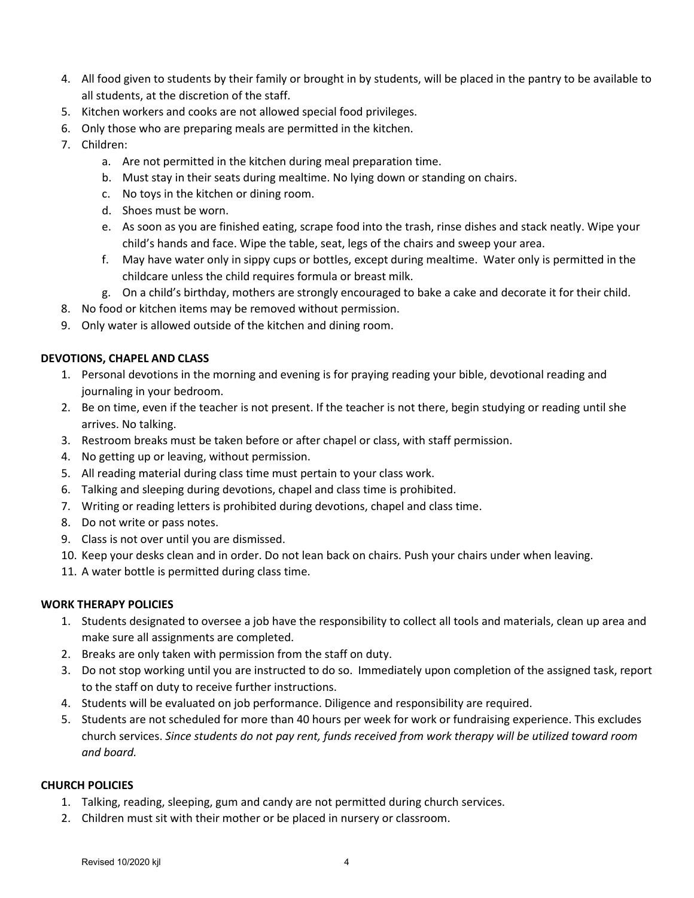4. All food given to students by their family or brought in by students, will be placed in the pantry to be available to all students, at the discretion of the staff.
5. Kitchen workers and cooks are not allowed special food privileges.
6. Only those who are preparing meals are permitted in the kitchen.
7. Children:
   a. Are not permitted in the kitchen during meal preparation time.
   b. Must stay in their seats during mealtime. No lying down or standing on chairs.
   c. No toys in the kitchen or dining room.
   d. Shoes must be worn.
   e. As soon as you are finished eating, scrape food into the trash, rinse dishes and stack neatly. Wipe your child's hands and face. Wipe the table, seat, legs of the chairs and sweep your area.
   f. May have water only in sippy cups or bottles, except during mealtime. Water only is permitted in the childcare unless the child requires formula or breast milk.
   g. On a child's birthday, mothers are strongly encouraged to bake a cake and decorate it for their child.
8. No food or kitchen items may be removed without permission.
9. Only water is allowed outside of the kitchen and dining room.

**DEVOTIONS, CHAPEL AND CLASS**

1. Personal devotions in the morning and evening is for praying reading your bible, devotional reading and journaling in your bedroom.
2. Be on time, even if the teacher is not present. If the teacher is not there, begin studying or reading until she arrives. No talking.
3. Restroom breaks must be taken before or after chapel or class, with staff permission.
4. No getting up or leaving, without permission.
5. All reading material during class time must pertain to your class work.
6. Talking and sleeping during devotions, chapel and class time is prohibited.
7. Writing or reading letters is prohibited during devotions, chapel and class time.
8. Do not write or pass notes.
9. Class is not over until you are dismissed.
10. Keep your desks clean and in order. Do not lean back on chairs. Push your chairs under when leaving.
11. A water bottle is permitted during class time.

**WORK THERAPY POLICIES**

1. Students designated to oversee a job have the responsibility to collect all tools and materials, clean up area and make sure all assignments are completed.
2. Breaks are only taken with permission from the staff on duty.
3. Do not stop working until you are instructed to do so. Immediately upon completion of the assigned task, report to the staff on duty to receive further instructions.
4. Students will be evaluated on job performance. Diligence and responsibility are required.
5. Students are not scheduled for more than 40 hours per week for work or fundraising experience. This excludes church services. *Since students do not pay rent, funds received from work therapy will be utilized toward room and board.*

**CHURCH POLICIES**

1. Talking, reading, sleeping, gum and candy are not permitted during church services.
2. Children must sit with their mother or be placed in nursery or classroom.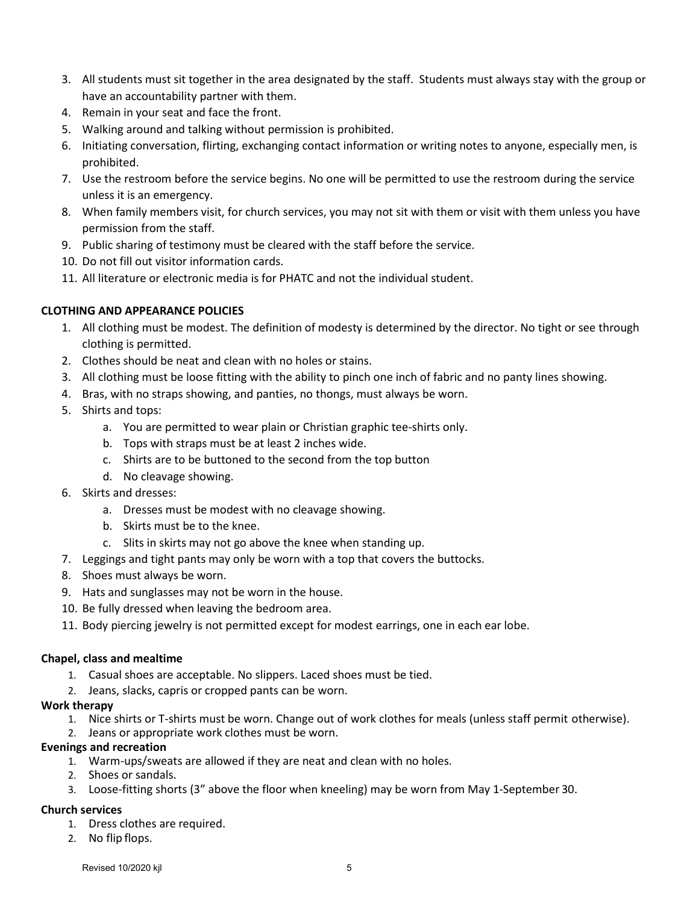3. All students must sit together in the area designated by the staff. Students must always stay with the group or have an accountability partner with them.
4. Remain in your seat and face the front.
5. Walking around and talking without permission is prohibited.
6. Initiating conversation, flirting, exchanging contact information or writing notes to anyone, especially men, is prohibited.
7. Use the restroom before the service begins. No one will be permitted to use the restroom during the service unless it is an emergency.
8. When family members visit, for church services, you may not sit with them or visit with them unless you have permission from the staff.
9. Public sharing of testimony must be cleared with the staff before the service.
10. Do not fill out visitor information cards.
11. All literature or electronic media is for PHATC and not the individual student.

**CLOTHING AND APPEARANCE POLICIES**

1. All clothing must be modest. The definition of modesty is determined by the director. No tight or see through clothing is permitted.
2. Clothes should be neat and clean with no holes or stains.
3. All clothing must be loose fitting with the ability to pinch one inch of fabric and no panty lines showing.
4. Bras, with no straps showing, and panties, no thongs, must always be worn.
5. Shirts and tops:
   a. You are permitted to wear plain or Christian graphic tee-shirts only.
   b. Tops with straps must be at least 2 inches wide.
   c. Shirts are to be buttoned to the second from the top button
   d. No cleavage showing.
6. Skirts and dresses:
   a. Dresses must be modest with no cleavage showing.
   b. Skirts must be to the knee.
   c. Slits in skirts may not go above the knee when standing up.
7. Leggings and tight pants may only be worn with a top that covers the buttocks.
8. Shoes must always be worn.
9. Hats and sunglasses may not be worn in the house.
10. Be fully dressed when leaving the bedroom area.
11. Body piercing jewelry is not permitted except for modest earrings, one in each ear lobe.

**Chapel, class and mealtime**

1. Casual shoes are acceptable. No slippers. Laced shoes must be tied.
2. Jeans, slacks, capris or cropped pants can be worn.

**Work therapy**

1. Nice shirts or T-shirts must be worn. Change out of work clothes for meals (unless staff permit otherwise).
2. Jeans or appropriate work clothes must be worn.

**Evenings and recreation**

1. Warm-ups/sweats are allowed if they are neat and clean with no holes.
2. Shoes or sandals.
3. Loose-fitting shorts (3" above the floor when kneeling) may be worn from May 1-September 30.

**Church services**

1. Dress clothes are required.
2. No flip flops.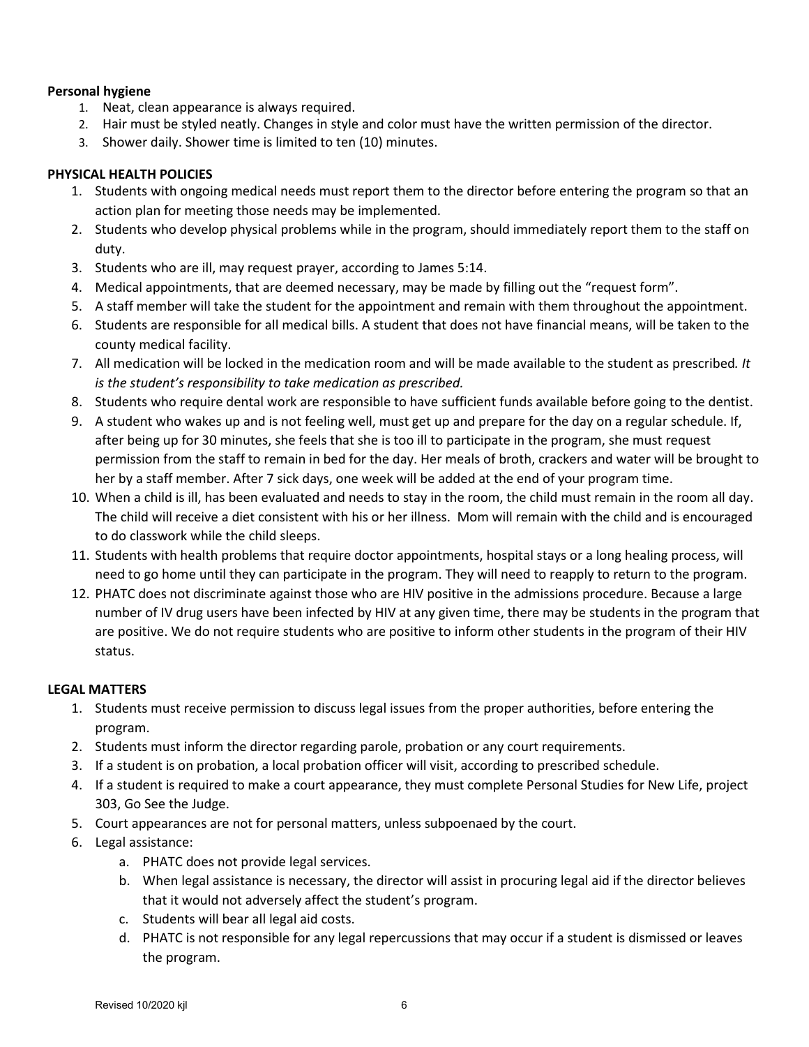**Personal hygiene**

1. Neat, clean appearance is always required.
2. Hair must be styled neatly. Changes in style and color must have the written permission of the director.
3. Shower daily. Shower time is limited to ten (10) minutes.

**PHYSICAL HEALTH POLICIES**

1. Students with ongoing medical needs must report them to the director before entering the program so that an action plan for meeting those needs may be implemented.
2. Students who develop physical problems while in the program, should immediately report them to the staff on duty.
3. Students who are ill, may request prayer, according to James 5:14.
4. Medical appointments, that are deemed necessary, may be made by filling out the "request form".
5. A staff member will take the student for the appointment and remain with them throughout the appointment.
6. Students are responsible for all medical bills. A student that does not have financial means, will be taken to the county medical facility.
7. All medication will be locked in the medication room and will be made available to the student as prescribed. *It is the student's responsibility to take medication as prescribed.*
8. Students who require dental work are responsible to have sufficient funds available before going to the dentist.
9. A student who wakes up and is not feeling well, must get up and prepare for the day on a regular schedule. If, after being up for 30 minutes, she feels that she is too ill to participate in the program, she must request permission from the staff to remain in bed for the day. Her meals of broth, crackers and water will be brought to her by a staff member. After 7 sick days, one week will be added at the end of your program time.
10. When a child is ill, has been evaluated and needs to stay in the room, the child must remain in the room all day. The child will receive a diet consistent with his or her illness. Mom will remain with the child and is encouraged to do classwork while the child sleeps.
11. Students with health problems that require doctor appointments, hospital stays or a long healing process, will need to go home until they can participate in the program. They will need to reapply to return to the program.
12. PHATC does not discriminate against those who are HIV positive in the admissions procedure. Because a large number of IV drug users have been infected by HIV at any given time, there may be students in the program that are positive. We do not require students who are positive to inform other students in the program of their HIV status.

**LEGAL MATTERS**

1. Students must receive permission to discuss legal issues from the proper authorities, before entering the program.
2. Students must inform the director regarding parole, probation or any court requirements.
3. If a student is on probation, a local probation officer will visit, according to prescribed schedule.
4. If a student is required to make a court appearance, they must complete Personal Studies for New Life, project 303, Go See the Judge.
5. Court appearances are not for personal matters, unless subpoenaed by the court.
6. Legal assistance:
   a. PHATC does not provide legal services.
   b. When legal assistance is necessary, the director will assist in procuring legal aid if the director believes that it would not adversely affect the student's program.
   c. Students will bear all legal aid costs.
   d. PHATC is not responsible for any legal repercussions that may occur if a student is dismissed or leaves the program.

Revised 10/2020 kjl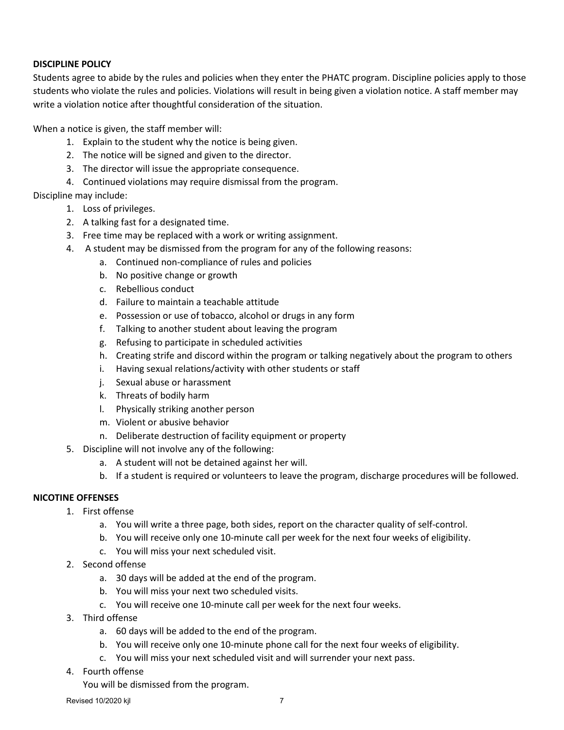## DISCIPLINE POLICY

Students agree to abide by the rules and policies when they enter the PHATC program. Discipline policies apply to those students who violate the rules and policies. Violations will result in being given a violation notice. A staff member may write a violation notice after thoughtful consideration of the situation.

When a notice is given, the staff member will:

1. Explain to the student why the notice is being given.
2. The notice will be signed and given to the director.
3. The director will issue the appropriate consequence.
4. Continued violations may require dismissal from the program.

Discipline may include:

1. Loss of privileges.
2. A talking fast for a designated time.
3. Free time may be replaced with a work or writing assignment.
4. A student may be dismissed from the program for any of the following reasons:
    a. Continued non-compliance of rules and policies
    b. No positive change or growth
    c. Rebellious conduct
    d. Failure to maintain a teachable attitude
    e. Possession or use of tobacco, alcohol or drugs in any form
    f. Talking to another student about leaving the program
    g. Refusing to participate in scheduled activities
    h. Creating strife and discord within the program or talking negatively about the program to others
    i. Having sexual relations/activity with other students or staff
    j. Sexual abuse or harassment
    k. Threats of bodily harm
    l. Physically striking another person
    m. Violent or abusive behavior
    n. Deliberate destruction of facility equipment or property
5. Discipline will not involve any of the following:
    a. A student will not be detained against her will.
    b. If a student is required or volunteers to leave the program, discharge procedures will be followed.

## NICOTINE OFFENSES

1. First offense
    a. You will write a three page, both sides, report on the character quality of self-control.
    b. You will receive only one 10-minute call per week for the next four weeks of eligibility.
    c. You will miss your next scheduled visit.
2. Second offense
    a. 30 days will be added at the end of the program.
    b. You will miss your next two scheduled visits.
    c. You will receive one 10-minute call per week for the next four weeks.
3. Third offense
    a. 60 days will be added to the end of the program.
    b. You will receive only one 10-minute phone call for the next four weeks of eligibility.
    c. You will miss your next scheduled visit and will surrender your next pass.
4. Fourth offense

    You will be dismissed from the program.

Revised 10/2020 kjl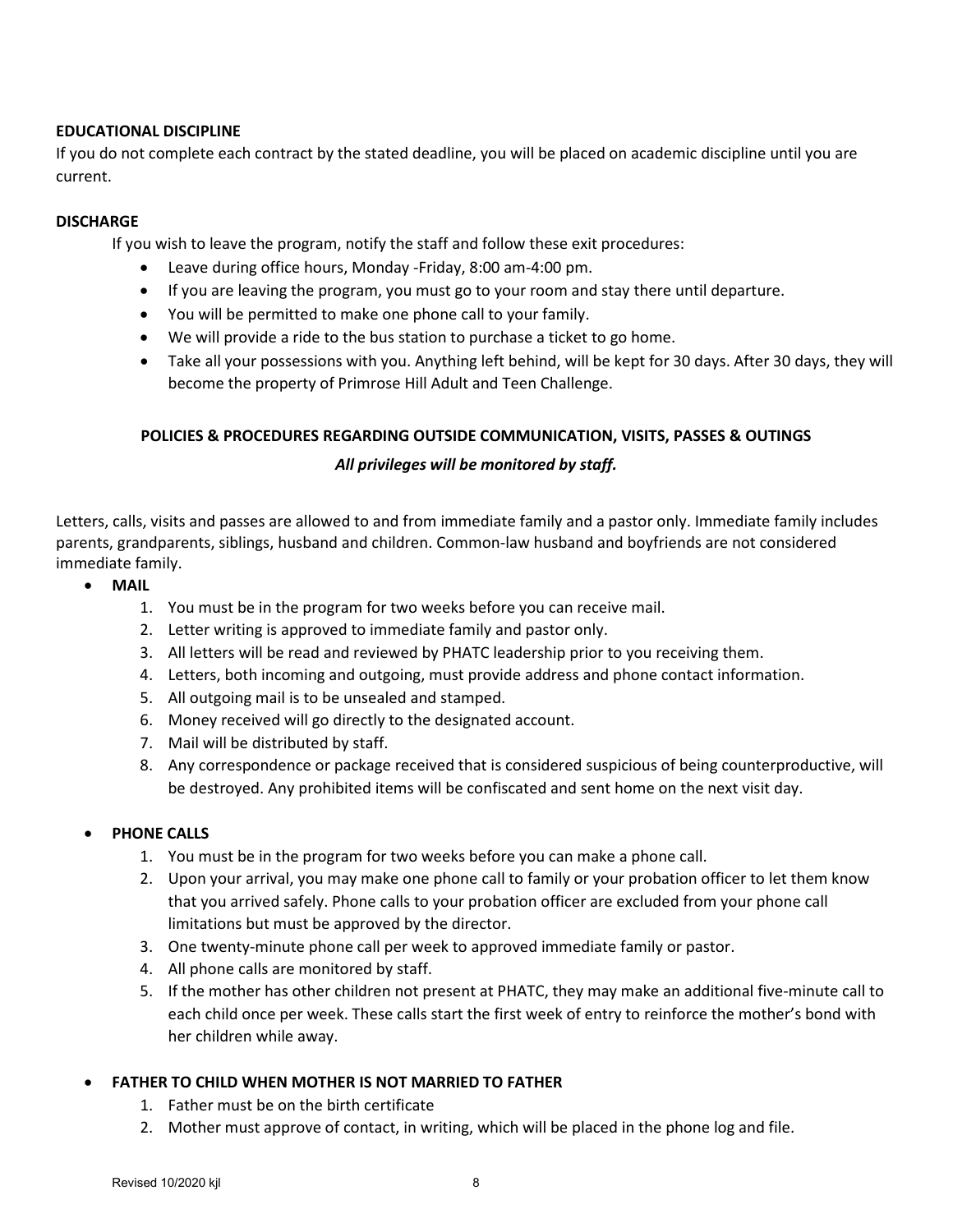**EDUCATIONAL DISCIPLINE**

If you do not complete each contract by the stated deadline, you will be placed on academic discipline until you are current.

**DISCHARGE**

If you wish to leave the program, notify the staff and follow these exit procedures:

- Leave during office hours, Monday -Friday, 8:00 am-4:00 pm.
- If you are leaving the program, you must go to your room and stay there until departure.
- You will be permitted to make one phone call to your family.
- We will provide a ride to the bus station to purchase a ticket to go home.
- Take all your possessions with you. Anything left behind, will be kept for 30 days. After 30 days, they will become the property of Primrose Hill Adult and Teen Challenge.

**POLICIES & PROCEDURES REGARDING OUTSIDE COMMUNICATION, VISITS, PASSES & OUTINGS**

***All privileges will be monitored by staff.***

Letters, calls, visits and passes are allowed to and from immediate family and a pastor only. Immediate family includes parents, grandparents, siblings, husband and children. Common-law husband and boyfriends are not considered immediate family.

- **MAIL**
  1. You must be in the program for two weeks before you can receive mail.
  2. Letter writing is approved to immediate family and pastor only.
  3. All letters will be read and reviewed by PHATC leadership prior to you receiving them.
  4. Letters, both incoming and outgoing, must provide address and phone contact information.
  5. All outgoing mail is to be unsealed and stamped.
  6. Money received will go directly to the designated account.
  7. Mail will be distributed by staff.
  8. Any correspondence or package received that is considered suspicious of being counterproductive, will be destroyed. Any prohibited items will be confiscated and sent home on the next visit day.

- **PHONE CALLS**
  1. You must be in the program for two weeks before you can make a phone call.
  2. Upon your arrival, you may make one phone call to family or your probation officer to let them know that you arrived safely. Phone calls to your probation officer are excluded from your phone call limitations but must be approved by the director.
  3. One twenty-minute phone call per week to approved immediate family or pastor.
  4. All phone calls are monitored by staff.
  5. If the mother has other children not present at PHATC, they may make an additional five-minute call to each child once per week. These calls start the first week of entry to reinforce the mother's bond with her children while away.

- **FATHER TO CHILD WHEN MOTHER IS NOT MARRIED TO FATHER**
  1. Father must be on the birth certificate
  2. Mother must approve of contact, in writing, which will be placed in the phone log and file.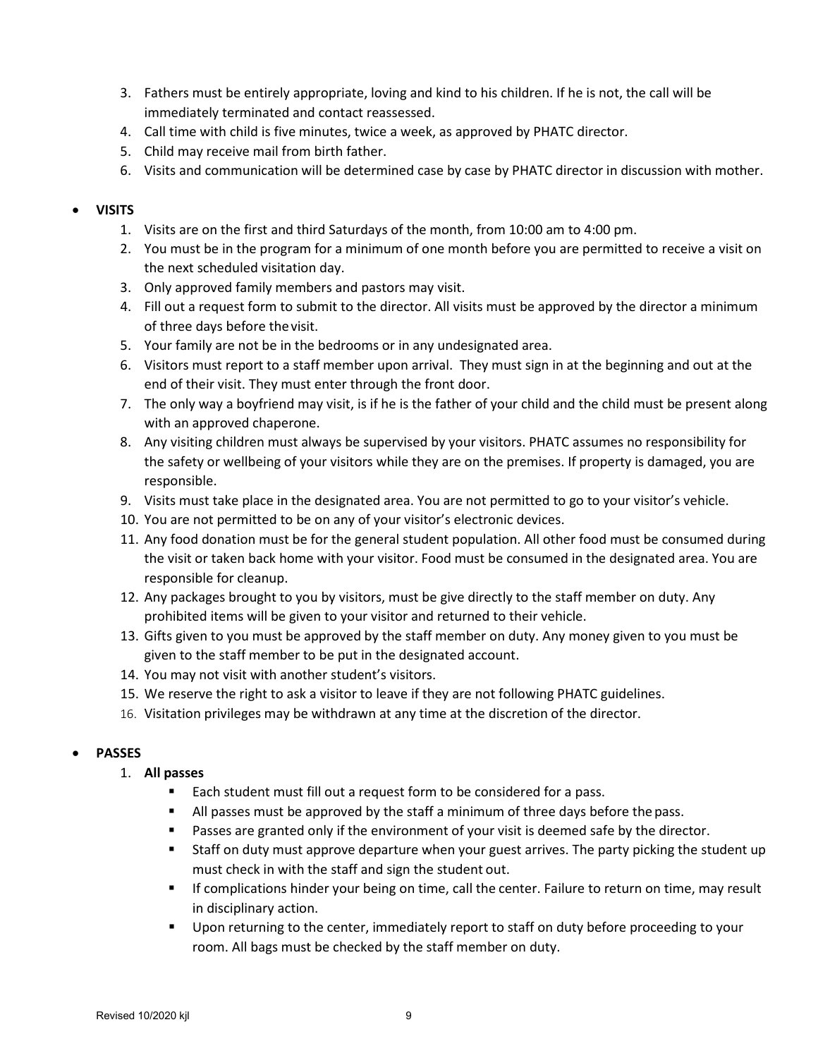3. Fathers must be entirely appropriate, loving and kind to his children. If he is not, the call will be immediately terminated and contact reassessed.
4. Call time with child is five minutes, twice a week, as approved by PHATC director.
5. Child may receive mail from birth father.
6. Visits and communication will be determined case by case by PHATC director in discussion with mother.

- **VISITS**
    1. Visits are on the first and third Saturdays of the month, from 10:00 am to 4:00 pm.
    2. You must be in the program for a minimum of one month before you are permitted to receive a visit on the next scheduled visitation day.
    3. Only approved family members and pastors may visit.
    4. Fill out a request form to submit to the director. All visits must be approved by the director a minimum of three days before the visit.
    5. Your family are not be in the bedrooms or in any undesignated area.
    6. Visitors must report to a staff member upon arrival. They must sign in at the beginning and out at the end of their visit. They must enter through the front door.
    7. The only way a boyfriend may visit, is if he is the father of your child and the child must be present along with an approved chaperone.
    8. Any visiting children must always be supervised by your visitors. PHATC assumes no responsibility for the safety or wellbeing of your visitors while they are on the premises. If property is damaged, you are responsible.
    9. Visits must take place in the designated area. You are not permitted to go to your visitor's vehicle.
    10. You are not permitted to be on any of your visitor's electronic devices.
    11. Any food donation must be for the general student population. All other food must be consumed during the visit or taken back home with your visitor. Food must be consumed in the designated area. You are responsible for cleanup.
    12. Any packages brought to you by visitors, must be give directly to the staff member on duty. Any prohibited items will be given to your visitor and returned to their vehicle.
    13. Gifts given to you must be approved by the staff member on duty. Any money given to you must be given to the staff member to be put in the designated account.
    14. You may not visit with another student's visitors.
    15. We reserve the right to ask a visitor to leave if they are not following PHATC guidelines.
    16. Visitation privileges may be withdrawn at any time at the discretion of the director.

- **PASSES**
    1. **All passes**
        - Each student must fill out a request form to be considered for a pass.
        - All passes must be approved by the staff a minimum of three days before the pass.
        - Passes are granted only if the environment of your visit is deemed safe by the director.
        - Staff on duty must approve departure when your guest arrives. The party picking the student up must check in with the staff and sign the student out.
        - If complications hinder your being on time, call the center. Failure to return on time, may result in disciplinary action.
        - Upon returning to the center, immediately report to staff on duty before proceeding to your room. All bags must be checked by the staff member on duty.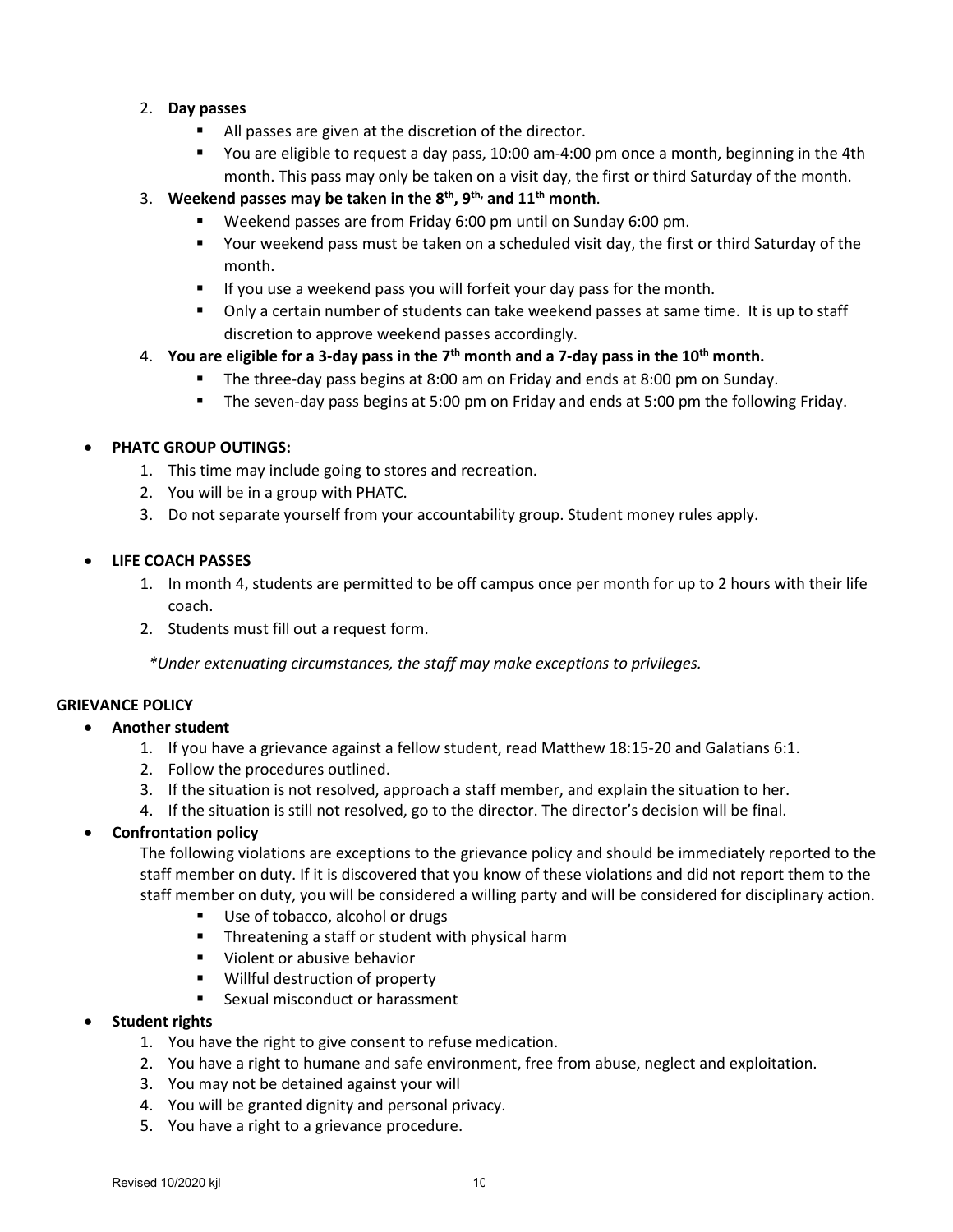2. **Day passes**
   - All passes are given at the discretion of the director.
   - You are eligible to request a day pass, 10:00 am-4:00 pm once a month, beginning in the 4th month. This pass may only be taken on a visit day, the first or third Saturday of the month.
3. **Weekend passes may be taken in the 8th, 9th, and 11th month**.
   - Weekend passes are from Friday 6:00 pm until on Sunday 6:00 pm.
   - Your weekend pass must be taken on a scheduled visit day, the first or third Saturday of the month.
   - If you use a weekend pass you will forfeit your day pass for the month.
   - Only a certain number of students can take weekend passes at same time. It is up to staff discretion to approve weekend passes accordingly.
4. **You are eligible for a 3-day pass in the 7th month and a 7-day pass in the 10th month.**
   - The three-day pass begins at 8:00 am on Friday and ends at 8:00 pm on Sunday.
   - The seven-day pass begins at 5:00 pm on Friday and ends at 5:00 pm the following Friday.

- **PHATC GROUP OUTINGS:**
  1. This time may include going to stores and recreation.
  2. You will be in a group with PHATC.
  3. Do not separate yourself from your accountability group. Student money rules apply.

- **LIFE COACH PASSES**
  1. In month 4, students are permitted to be off campus once per month for up to 2 hours with their life coach.
  2. Students must fill out a request form.

*\*Under extenuating circumstances, the staff may make exceptions to privileges.*

**GRIEVANCE POLICY**

- **Another student**
  1. If you have a grievance against a fellow student, read Matthew 18:15-20 and Galatians 6:1.
  2. Follow the procedures outlined.
  3. If the situation is not resolved, approach a staff member, and explain the situation to her.
  4. If the situation is still not resolved, go to the director. The director's decision will be final.
- **Confrontation policy**

  The following violations are exceptions to the grievance policy and should be immediately reported to the staff member on duty. If it is discovered that you know of these violations and did not report them to the staff member on duty, you will be considered a willing party and will be considered for disciplinary action.
  - Use of tobacco, alcohol or drugs
  - Threatening a staff or student with physical harm
  - Violent or abusive behavior
  - Willful destruction of property
  - Sexual misconduct or harassment
- **Student rights**
  1. You have the right to give consent to refuse medication.
  2. You have a right to humane and safe environment, free from abuse, neglect and exploitation.
  3. You may not be detained against your will
  4. You will be granted dignity and personal privacy.
  5. You have a right to a grievance procedure.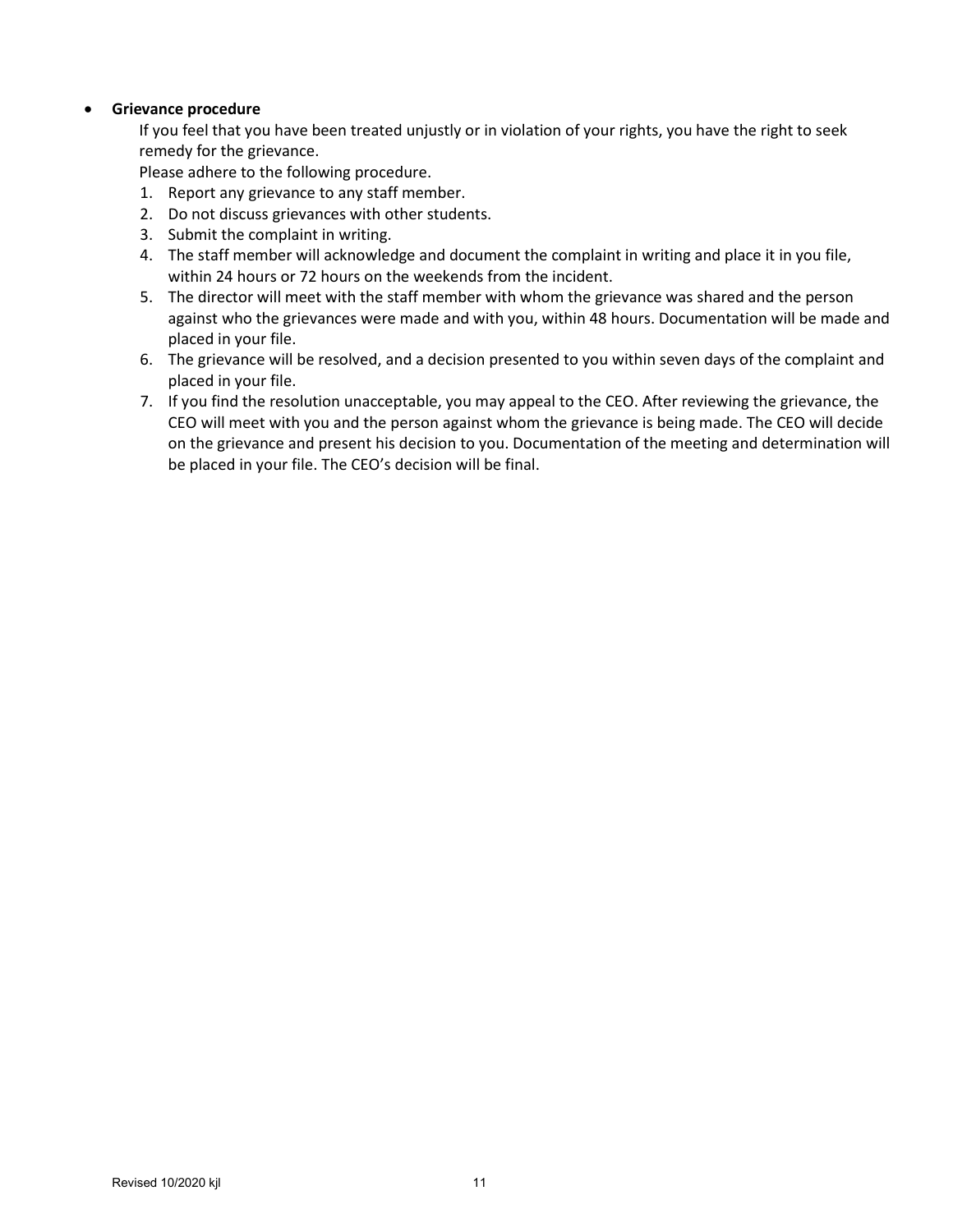- **Grievance procedure**

  If you feel that you have been treated unjustly or in violation of your rights, you have the right to seek remedy for the grievance.

  Please adhere to the following procedure.

  1. Report any grievance to any staff member.
  2. Do not discuss grievances with other students.
  3. Submit the complaint in writing.
  4. The staff member will acknowledge and document the complaint in writing and place it in you file, within 24 hours or 72 hours on the weekends from the incident.
  5. The director will meet with the staff member with whom the grievance was shared and the person against who the grievances were made and with you, within 48 hours. Documentation will be made and placed in your file.
  6. The grievance will be resolved, and a decision presented to you within seven days of the complaint and placed in your file.
  7. If you find the resolution unacceptable, you may appeal to the CEO. After reviewing the grievance, the CEO will meet with you and the person against whom the grievance is being made. The CEO will decide on the grievance and present his decision to you. Documentation of the meeting and determination will be placed in your file. The CEO's decision will be final.

Revised 10/2020 kjl